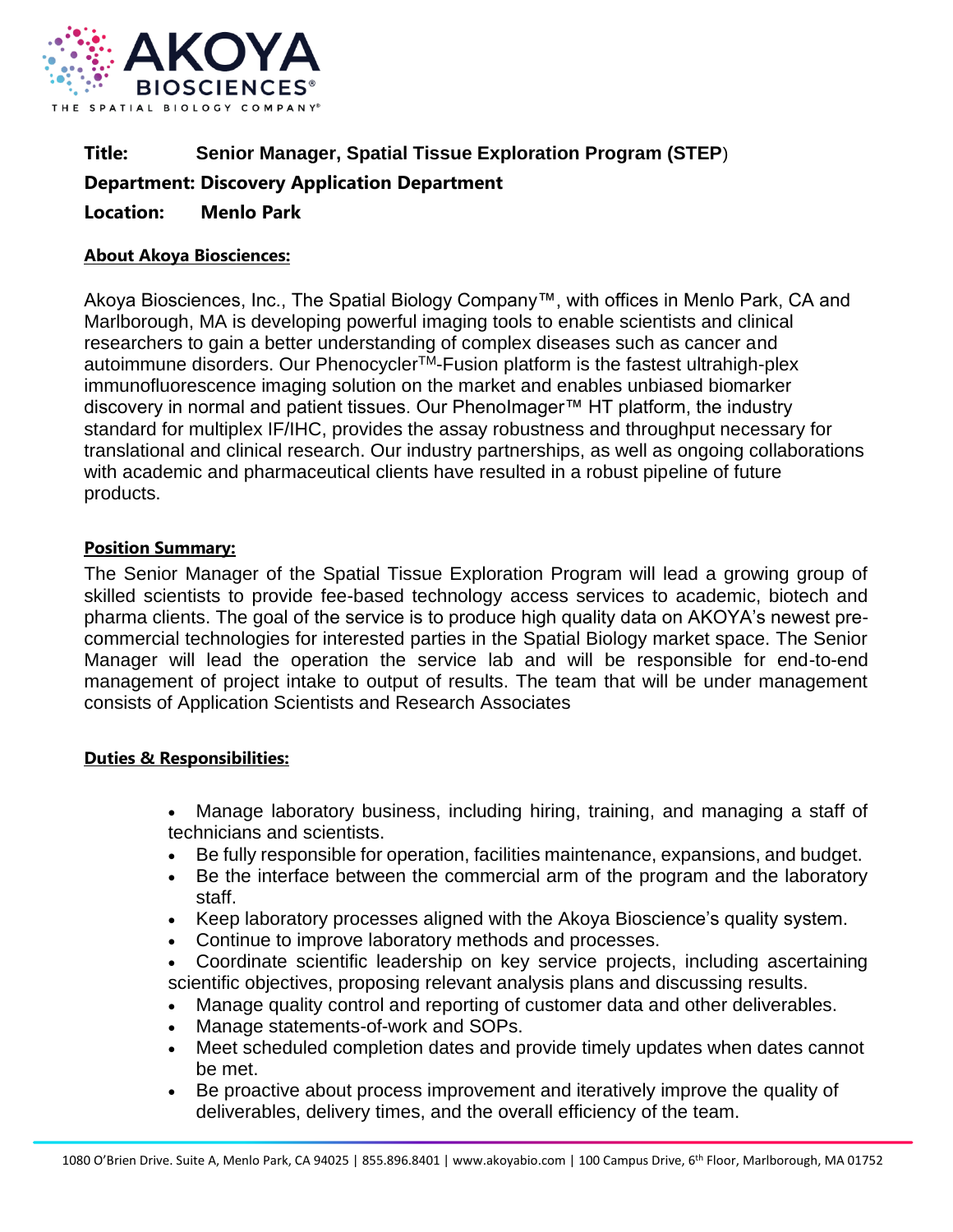**Title:** **Senior Manager, Spatial Tissue Exploration Program (STEP)**

**Department: Discovery Application Department**

**Location: Menlo Park**

## About Akoya Biosciences:

Akoya Biosciences, Inc., The Spatial Biology Company™, with offices in Menlo Park, CA and Marlborough, MA is developing powerful imaging tools to enable scientists and clinical researchers to gain a better understanding of complex diseases such as cancer and autoimmune disorders. Our Phenocycler™-Fusion platform is the fastest ultrahigh-plex immunofluorescence imaging solution on the market and enables unbiased biomarker discovery in normal and patient tissues. Our PhenoImager™ HT platform, the industry standard for multiplex IF/IHC, provides the assay robustness and throughput necessary for translational and clinical research. Our industry partnerships, as well as ongoing collaborations with academic and pharmaceutical clients have resulted in a robust pipeline of future products.

## Position Summary:

The Senior Manager of the Spatial Tissue Exploration Program will lead a growing group of skilled scientists to provide fee-based technology access services to academic, biotech and pharma clients. The goal of the service is to produce high quality data on AKOYA's newest pre-commercial technologies for interested parties in the Spatial Biology market space. The Senior Manager will lead the operation the service lab and will be responsible for end-to-end management of project intake to output of results. The team that will be under management consists of Application Scientists and Research Associates

## Duties & Responsibilities:

- Manage laboratory business, including hiring, training, and managing a staff of technicians and scientists.
- Be fully responsible for operation, facilities maintenance, expansions, and budget.
- Be the interface between the commercial arm of the program and the laboratory staff.
- Keep laboratory processes aligned with the Akoya Bioscience's quality system.
- Continue to improve laboratory methods and processes.
- Coordinate scientific leadership on key service projects, including ascertaining scientific objectives, proposing relevant analysis plans and discussing results.
- Manage quality control and reporting of customer data and other deliverables.
- Manage statements-of-work and SOPs.
- Meet scheduled completion dates and provide timely updates when dates cannot be met.
- Be proactive about process improvement and iteratively improve the quality of deliverables, delivery times, and the overall efficiency of the team.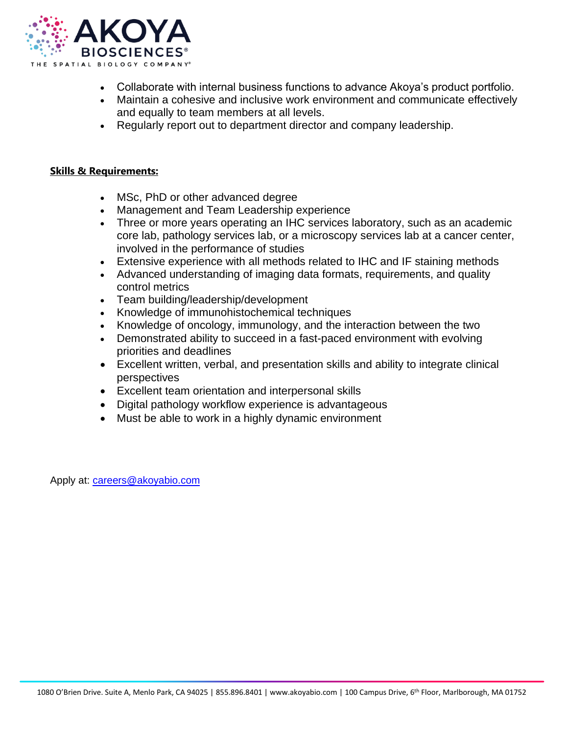- Collaborate with internal business functions to advance Akoya's product portfolio.
- Maintain a cohesive and inclusive work environment and communicate effectively and equally to team members at all levels.
- Regularly report out to department director and company leadership.

**Skills & Requirements:**

- MSc, PhD or other advanced degree
- Management and Team Leadership experience
- Three or more years operating an IHC services laboratory, such as an academic core lab, pathology services lab, or a microscopy services lab at a cancer center, involved in the performance of studies
- Extensive experience with all methods related to IHC and IF staining methods
- Advanced understanding of imaging data formats, requirements, and quality control metrics
- Team building/leadership/development
- Knowledge of immunohistochemical techniques
- Knowledge of oncology, immunology, and the interaction between the two
- Demonstrated ability to succeed in a fast-paced environment with evolving priorities and deadlines
- Excellent written, verbal, and presentation skills and ability to integrate clinical perspectives
- Excellent team orientation and interpersonal skills
- Digital pathology workflow experience is advantageous
- Must be able to work in a highly dynamic environment

Apply at: careers@akoyabio.com